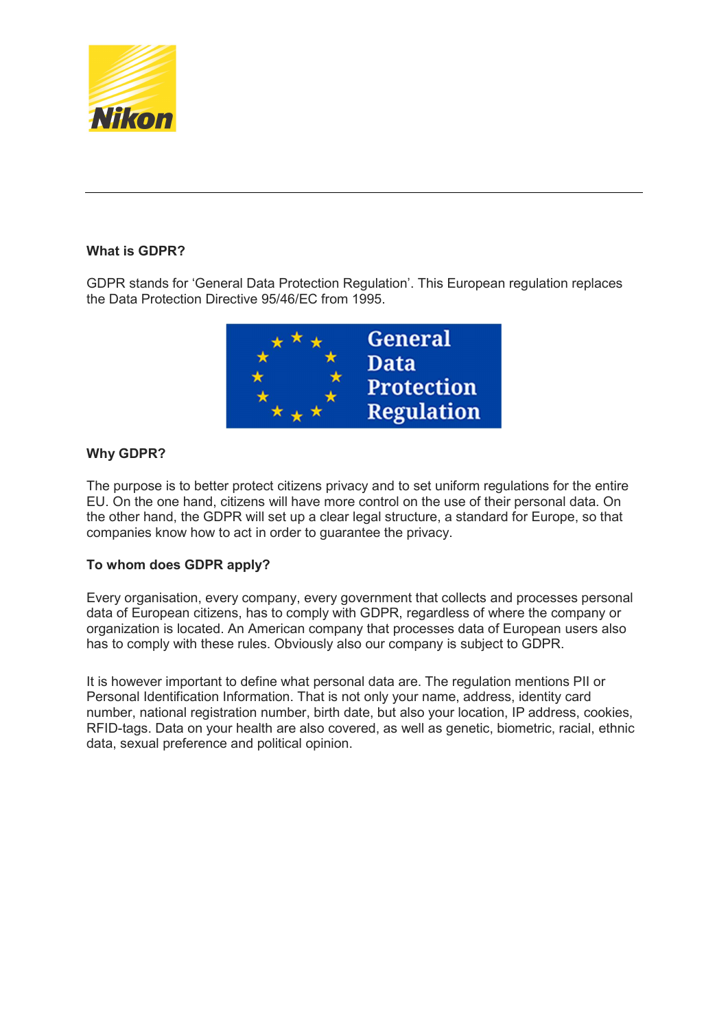**What is GDPR?**

GDPR stands for 'General Data Protection Regulation'. This European regulation replaces the Data Protection Directive 95/46/EC from 1995.

**Why GDPR?**

The purpose is to better protect citizens privacy and to set uniform regulations for the entire EU. On the one hand, citizens will have more control on the use of their personal data. On the other hand, the GDPR will set up a clear legal structure, a standard for Europe, so that companies know how to act in order to guarantee the privacy.

**To whom does GDPR apply?**

Every organisation, every company, every government that collects and processes personal data of European citizens, has to comply with GDPR, regardless of where the company or organization is located. An American company that processes data of European users also has to comply with these rules. Obviously also our company is subject to GDPR.

It is however important to define what personal data are. The regulation mentions PII or Personal Identification Information. That is not only your name, address, identity card number, national registration number, birth date, but also your location, IP address, cookies, RFID-tags. Data on your health are also covered, as well as genetic, biometric, racial, ethnic data, sexual preference and political opinion.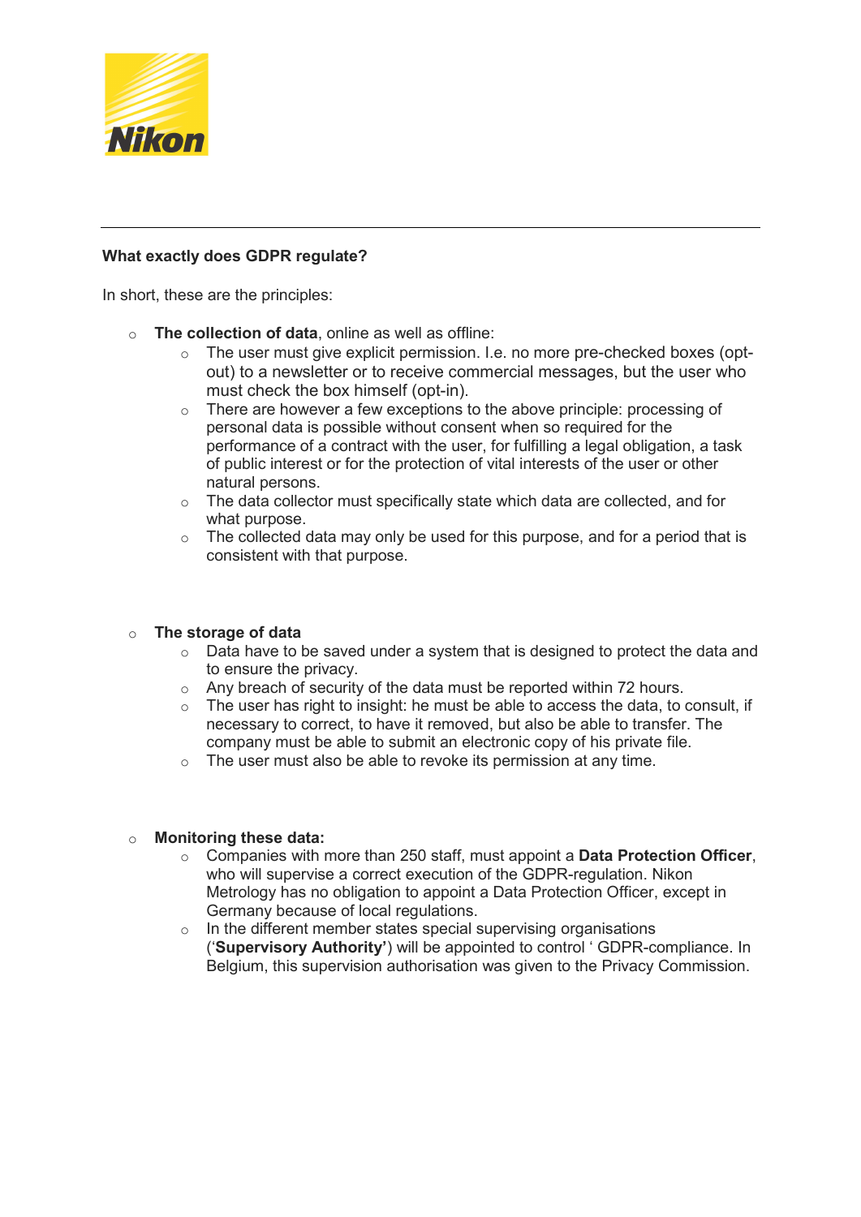**What exactly does GDPR regulate?**

In short, these are the principles:

- **The collection of data**, online as well as offline:
  - The user must give explicit permission. I.e. no more pre-checked boxes (opt-out) to a newsletter or to receive commercial messages, but the user who must check the box himself (opt-in).
  - There are however a few exceptions to the above principle: processing of personal data is possible without consent when so required for the performance of a contract with the user, for fulfilling a legal obligation, a task of public interest or for the protection of vital interests of the user or other natural persons.
  - The data collector must specifically state which data are collected, and for what purpose.
  - The collected data may only be used for this purpose, and for a period that is consistent with that purpose.

- **The storage of data**
  - Data have to be saved under a system that is designed to protect the data and to ensure the privacy.
  - Any breach of security of the data must be reported within 72 hours.
  - The user has right to insight: he must be able to access the data, to consult, if necessary to correct, to have it removed, but also be able to transfer. The company must be able to submit an electronic copy of his private file.
  - The user must also be able to revoke its permission at any time.

- **Monitoring these data:**
  - Companies with more than 250 staff, must appoint a **Data Protection Officer**, who will supervise a correct execution of the GDPR-regulation. Nikon Metrology has no obligation to appoint a Data Protection Officer, except in Germany because of local regulations.
  - In the different member states special supervising organisations ('**Supervisory Authority'**) will be appointed to control ' GDPR-compliance. In Belgium, this supervision authorisation was given to the Privacy Commission.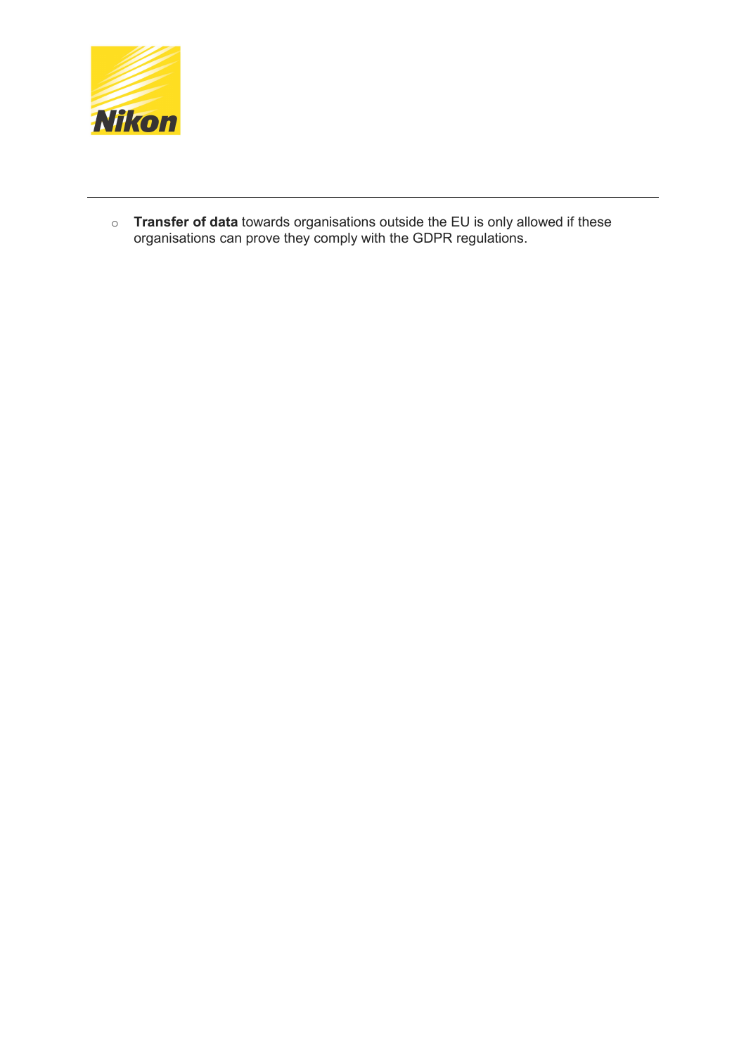- **Transfer of data** towards organisations outside the EU is only allowed if these organisations can prove they comply with the GDPR regulations.